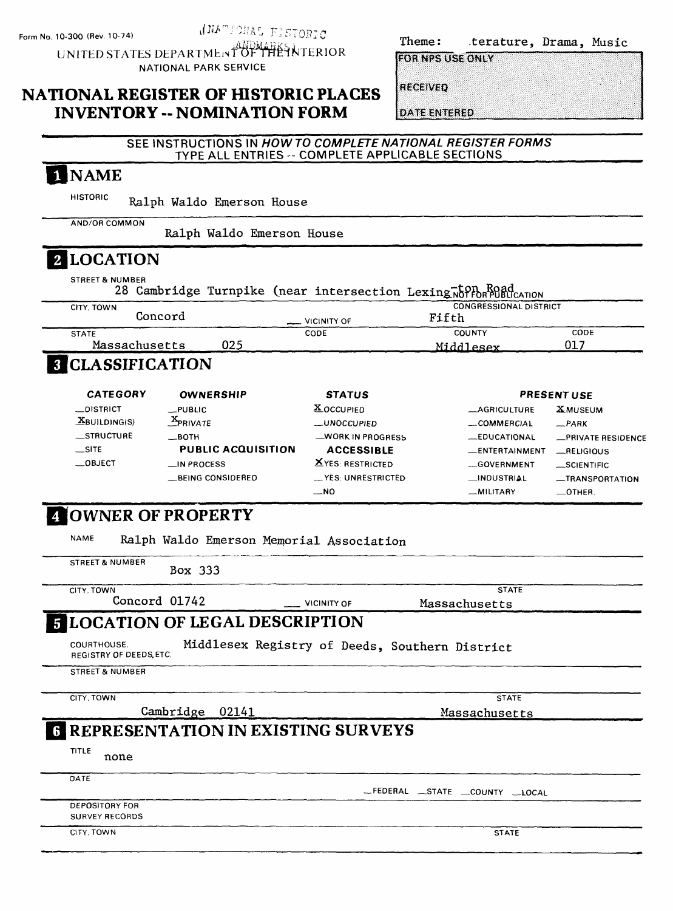Form No. 10-300 (Rev. 10-74)

NATIONAL HISTORIC LANDMARKS

UNITED STATES DEPARTMENT OF THE INTERIOR
NATIONAL PARK SERVICE

Theme: Literature, Drama, Music

FOR NPS USE ONLY

RECEIVED

DATE ENTERED

# NATIONAL REGISTER OF HISTORIC PLACES INVENTORY -- NOMINATION FORM

SEE INSTRUCTIONS IN *HOW TO COMPLETE NATIONAL REGISTER FORMS*
TYPE ALL ENTRIES -- COMPLETE APPLICABLE SECTIONS

## 1 NAME

HISTORIC: Ralph Waldo Emerson House

AND/OR COMMON: Ralph Waldo Emerson House

## 2 LOCATION

STREET & NUMBER: 28 Cambridge Turnpike (near intersection Lexington Road) — NOT FOR PUBLICATION

CITY, TOWN: Concord — VICINITY OF

CONGRESSIONAL DISTRICT: Fifth

STATE: Massachusetts — CODE: 025 — COUNTY: Middlesex — CODE: 017

## 3 CLASSIFICATION

| CATEGORY | OWNERSHIP | STATUS | PRESENT USE | |
|---|---|---|---|---|
| _DISTRICT | _PUBLIC | X OCCUPIED | _AGRICULTURE | X MUSEUM |
| X BUILDING(S) | X PRIVATE | _UNOCCUPIED | _COMMERCIAL | _PARK |
| _STRUCTURE | _BOTH | _WORK IN PROGRESS | _EDUCATIONAL | _PRIVATE RESIDENCE |
| _SITE | **PUBLIC ACQUISITION** | **ACCESSIBLE** | _ENTERTAINMENT | _RELIGIOUS |
| _OBJECT | _IN PROCESS | X YES: RESTRICTED | _GOVERNMENT | _SCIENTIFIC |
| | _BEING CONSIDERED | _YES: UNRESTRICTED | _INDUSTRIAL | _TRANSPORTATION |
| | | _NO | _MILITARY | _OTHER: |

## 4 OWNER OF PROPERTY

NAME: Ralph Waldo Emerson Memorial Association

STREET & NUMBER: Box 333

CITY, TOWN: Concord 01742 — VICINITY OF

STATE: Massachusetts

## 5 LOCATION OF LEGAL DESCRIPTION

COURTHOUSE, REGISTRY OF DEEDS, ETC.: Middlesex Registry of Deeds, Southern District

STREET & NUMBER:

CITY, TOWN: Cambridge 02141

STATE: Massachusetts

## 6 REPRESENTATION IN EXISTING SURVEYS

TITLE: none

DATE:

_FEDERAL _STATE _COUNTY _LOCAL

DEPOSITORY FOR SURVEY RECORDS:

CITY, TOWN:

STATE: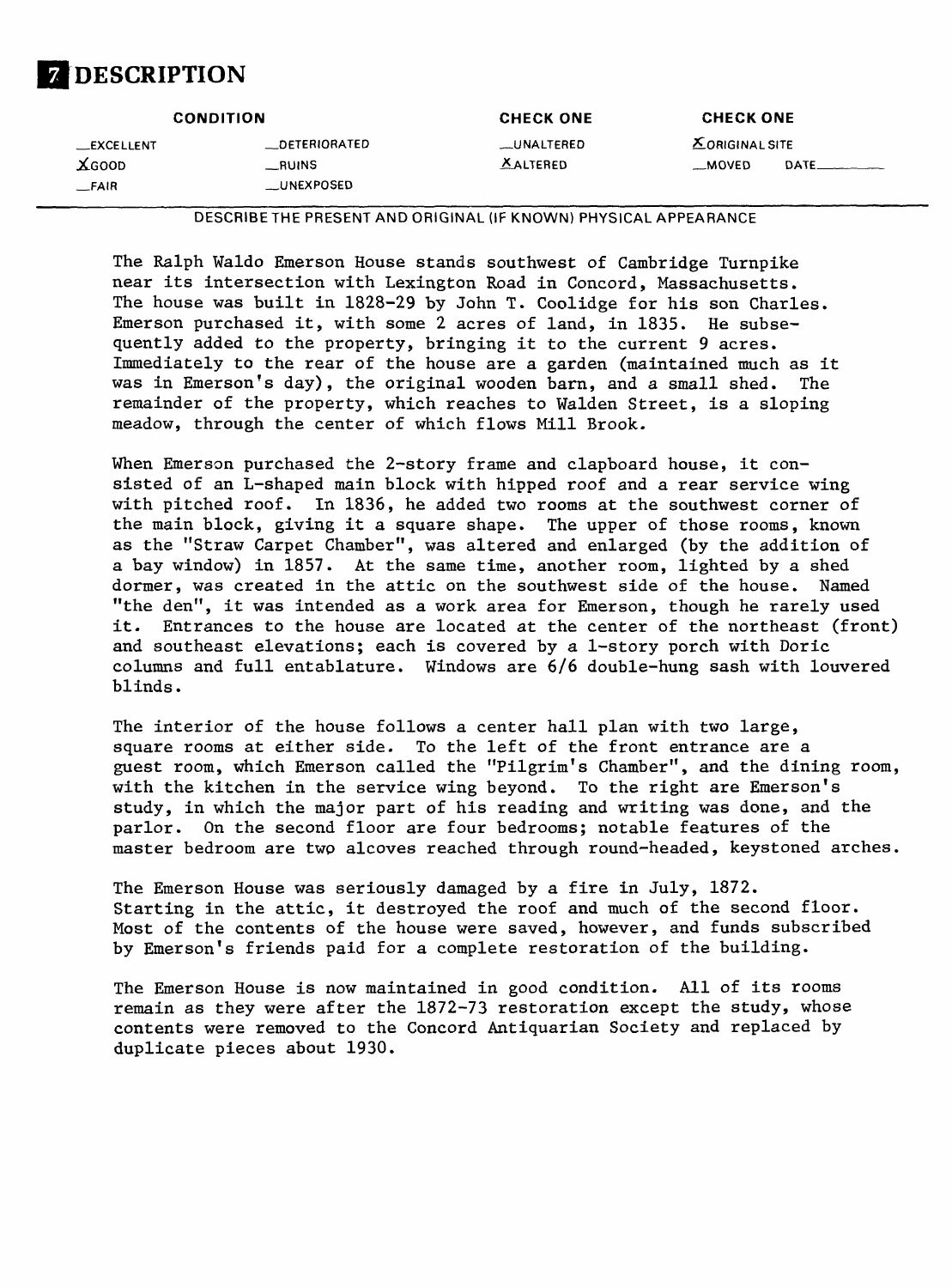# 7 DESCRIPTION

| CONDITION | | CHECK ONE | CHECK ONE |
| --- | --- | --- | --- |
| __EXCELLENT | __DETERIORATED | __UNALTERED | X ORIGINAL SITE |
| X GOOD | __RUINS | X ALTERED | __MOVED DATE______ |
| __FAIR | __UNEXPOSED | | |

DESCRIBE THE PRESENT AND ORIGINAL (IF KNOWN) PHYSICAL APPEARANCE

The Ralph Waldo Emerson House stands southwest of Cambridge Turnpike near its intersection with Lexington Road in Concord, Massachusetts. The house was built in 1828-29 by John T. Coolidge for his son Charles. Emerson purchased it, with some 2 acres of land, in 1835. He subsequently added to the property, bringing it to the current 9 acres. Immediately to the rear of the house are a garden (maintained much as it was in Emerson's day), the original wooden barn, and a small shed. The remainder of the property, which reaches to Walden Street, is a sloping meadow, through the center of which flows Mill Brook.

When Emerson purchased the 2-story frame and clapboard house, it consisted of an L-shaped main block with hipped roof and a rear service wing with pitched roof. In 1836, he added two rooms at the southwest corner of the main block, giving it a square shape. The upper of those rooms, known as the "Straw Carpet Chamber", was altered and enlarged (by the addition of a bay window) in 1857. At the same time, another room, lighted by a shed dormer, was created in the attic on the southwest side of the house. Named "the den", it was intended as a work area for Emerson, though he rarely used it. Entrances to the house are located at the center of the northeast (front) and southeast elevations; each is covered by a 1-story porch with Doric columns and full entablature. Windows are 6/6 double-hung sash with louvered blinds.

The interior of the house follows a center hall plan with two large, square rooms at either side. To the left of the front entrance are a guest room, which Emerson called the "Pilgrim's Chamber", and the dining room, with the kitchen in the service wing beyond. To the right are Emerson's study, in which the major part of his reading and writing was done, and the parlor. On the second floor are four bedrooms; notable features of the master bedroom are two alcoves reached through round-headed, keystoned arches.

The Emerson House was seriously damaged by a fire in July, 1872. Starting in the attic, it destroyed the roof and much of the second floor. Most of the contents of the house were saved, however, and funds subscribed by Emerson's friends paid for a complete restoration of the building.

The Emerson House is now maintained in good condition. All of its rooms remain as they were after the 1872-73 restoration except the study, whose contents were removed to the Concord Antiquarian Society and replaced by duplicate pieces about 1930.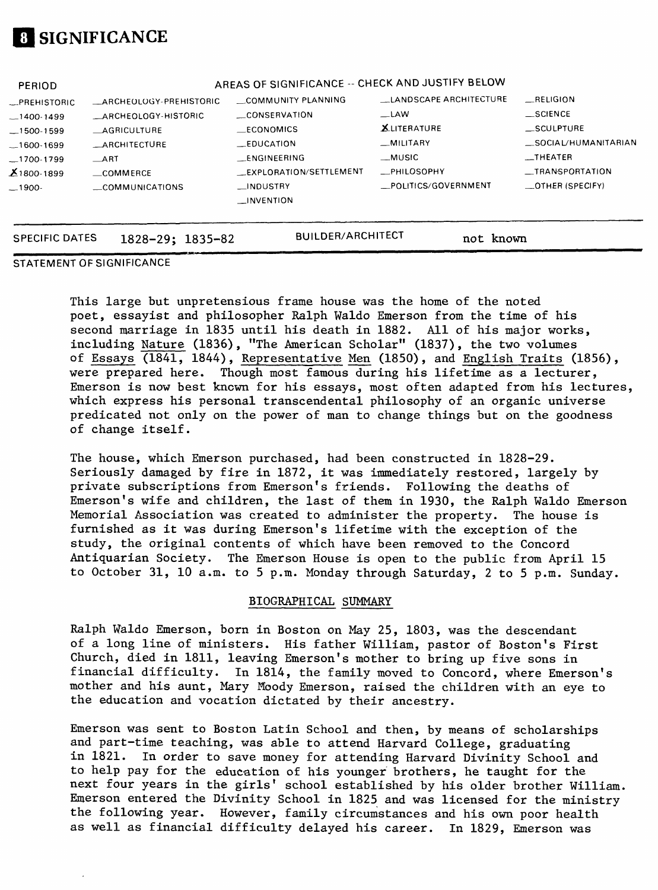# 8 SIGNIFICANCE

| PERIOD | AREAS OF SIGNIFICANCE -- CHECK AND JUSTIFY BELOW | | | |
|---|---|---|---|---|
| _PREHISTORIC | _ARCHEOLOGY-PREHISTORIC | _COMMUNITY PLANNING | _LANDSCAPE ARCHITECTURE | _RELIGION |
| _1400-1499 | _ARCHEOLOGY-HISTORIC | _CONSERVATION | _LAW | _SCIENCE |
| _1500-1599 | _AGRICULTURE | _ECONOMICS | X LITERATURE | _SCULPTURE |
| _1600-1699 | _ARCHITECTURE | _EDUCATION | _MILITARY | _SOCIAL/HUMANITARIAN |
| _1700-1799 | _ART | _ENGINEERING | _MUSIC | _THEATER |
| X 1800-1899 | _COMMERCE | _EXPLORATION/SETTLEMENT | _PHILOSOPHY | _TRANSPORTATION |
| _1900- | _COMMUNICATIONS | _INDUSTRY | _POLITICS/GOVERNMENT | _OTHER (SPECIFY) |
| | | _INVENTION | | |

SPECIFIC DATES 1828-29; 1835-82 BUILDER/ARCHITECT not known

STATEMENT OF SIGNIFICANCE

This large but unpretensious frame house was the home of the noted poet, essayist and philosopher Ralph Waldo Emerson from the time of his second marriage in 1835 until his death in 1882. All of his major works, including Nature (1836), "The American Scholar" (1837), the two volumes of Essays (1841, 1844), Representative Men (1850), and English Traits (1856), were prepared here. Though most famous during his lifetime as a lecturer, Emerson is now best known for his essays, most often adapted from his lectures, which express his personal transcendental philosophy of an organic universe predicated not only on the power of man to change things but on the goodness of change itself.

The house, which Emerson purchased, had been constructed in 1828-29. Seriously damaged by fire in 1872, it was immediately restored, largely by private subscriptions from Emerson's friends. Following the deaths of Emerson's wife and children, the last of them in 1930, the Ralph Waldo Emerson Memorial Association was created to administer the property. The house is furnished as it was during Emerson's lifetime with the exception of the study, the original contents of which have been removed to the Concord Antiquarian Society. The Emerson House is open to the public from April 15 to October 31, 10 a.m. to 5 p.m. Monday through Saturday, 2 to 5 p.m. Sunday.

## BIOGRAPHICAL SUMMARY

Ralph Waldo Emerson, born in Boston on May 25, 1803, was the descendant of a long line of ministers. His father William, pastor of Boston's First Church, died in 1811, leaving Emerson's mother to bring up five sons in financial difficulty. In 1814, the family moved to Concord, where Emerson's mother and his aunt, Mary Moody Emerson, raised the children with an eye to the education and vocation dictated by their ancestry.

Emerson was sent to Boston Latin School and then, by means of scholarships and part-time teaching, was able to attend Harvard College, graduating in 1821. In order to save money for attending Harvard Divinity School and to help pay for the education of his younger brothers, he taught for the next four years in the girls' school established by his older brother William. Emerson entered the Divinity School in 1825 and was licensed for the ministry the following year. However, family circumstances and his own poor health as well as financial difficulty delayed his career. In 1829, Emerson was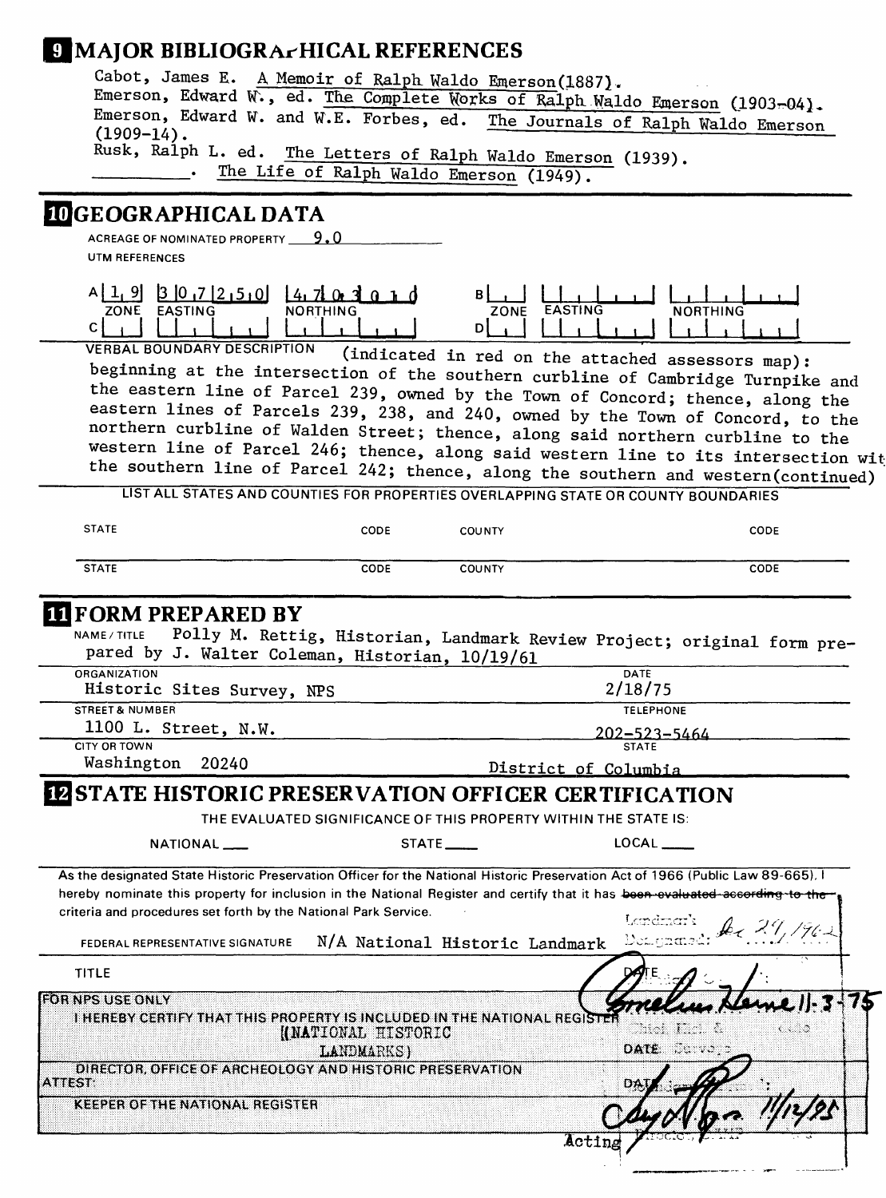## 9 MAJOR BIBLIOGRAPHICAL REFERENCES

Cabot, James E. A Memoir of Ralph Waldo Emerson(1887).
Emerson, Edward W., ed. The Complete Works of Ralph Waldo Emerson (1903-04).
Emerson, Edward W. and W.E. Forbes, ed. The Journals of Ralph Waldo Emerson (1909-14).
Rusk, Ralph L. ed. The Letters of Ralph Waldo Emerson (1939).
\_\_\_\_\_\_\_\_\_. The Life of Ralph Waldo Emerson (1949).

## 10 GEOGRAPHICAL DATA

ACREAGE OF NOMINATED PROPERTY 9.0

UTM REFERENCES

| | ZONE | EASTING | NORTHING | | ZONE | EASTING | NORTHING |
|---|---|---|---|---|---|---|---|
| A | 1 9 | 3 0 7 2 5 0 | 4 7 0 3 0 1 0 | B | | | |
| C | | | | D | | | |

VERBAL BOUNDARY DESCRIPTION (indicated in red on the attached assessors map): beginning at the intersection of the southern curbline of Cambridge Turnpike and the eastern line of Parcel 239, owned by the Town of Concord; thence, along the eastern lines of Parcels 239, 238, and 240, owned by the Town of Concord, to the northern curbline of Walden Street; thence, along said northern curbline to the western line of Parcel 246; thence, along said western line to its intersection with the southern line of Parcel 242; thence, along the southern and western(continued)

LIST ALL STATES AND COUNTIES FOR PROPERTIES OVERLAPPING STATE OR COUNTY BOUNDARIES

| STATE | CODE | COUNTY | CODE |
|---|---|---|---|
| STATE | CODE | COUNTY | CODE |

## 11 FORM PREPARED BY

NAME / TITLE Polly M. Rettig, Historian, Landmark Review Project; original form prepared by J. Walter Coleman, Historian, 10/19/61

| ORGANIZATION | DATE |
|---|---|
| Historic Sites Survey, NPS | 2/18/75 |
| STREET & NUMBER | TELEPHONE |
| 1100 L. Street, N.W. | 202-523-5464 |
| CITY OR TOWN | STATE |
| Washington 20240 | District of Columbia |

## 12 STATE HISTORIC PRESERVATION OFFICER CERTIFICATION

THE EVALUATED SIGNIFICANCE OF THIS PROPERTY WITHIN THE STATE IS:

NATIONAL \_\_\_ STATE \_\_\_ LOCAL \_\_\_

As the designated State Historic Preservation Officer for the National Historic Preservation Act of 1966 (Public Law 89-665), I hereby nominate this property for inclusion in the National Register and certify that it has ~~been evaluated according to the~~ criteria and procedures set forth by the National Park Service.

Landmark Designated: Dec 29, 1962

FEDERAL REPRESENTATIVE SIGNATURE N/A National Historic Landmark

TITLE DATE

FOR NPS USE ONLY
I HEREBY CERTIFY THAT THIS PROPERTY IS INCLUDED IN THE NATIONAL REGISTER (NATIONAL HISTORIC LANDMARKS) Cornelius Heine 11-3-75 Chief Hist. & Arch. Surveys

DIRECTOR, OFFICE OF ARCHEOLOGY AND HISTORIC PRESERVATION DATE

ATTEST: DATE 11/12/75

KEEPER OF THE NATIONAL REGISTER Acting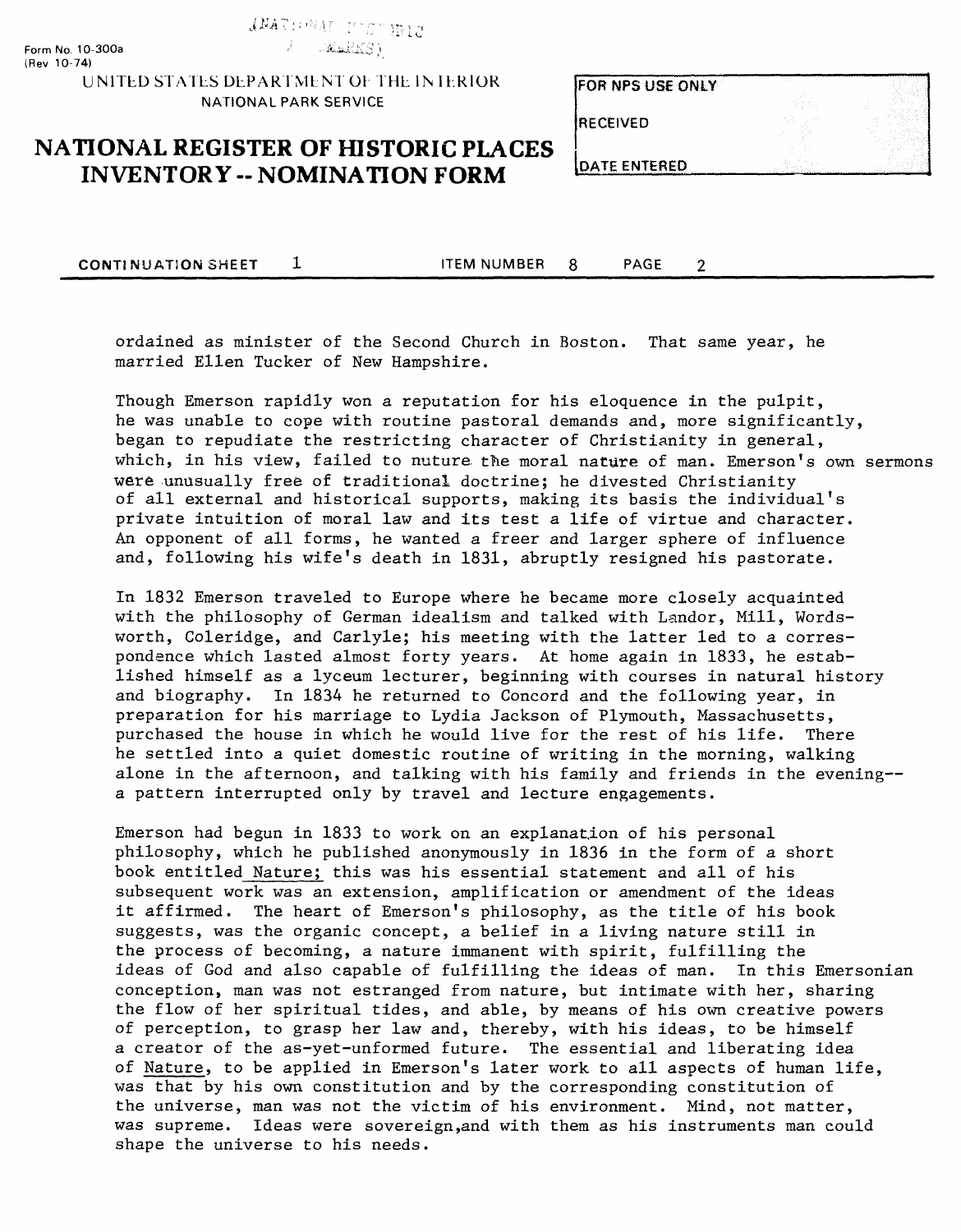ordained as minister of the Second Church in Boston. That same year, he married Ellen Tucker of New Hampshire.

Though Emerson rapidly won a reputation for his eloquence in the pulpit, he was unable to cope with routine pastoral demands and, more significantly, began to repudiate the restricting character of Christianity in general, which, in his view, failed to nuture the moral nature of man. Emerson's own sermons were unusually free of traditional doctrine; he divested Christianity of all external and historical supports, making its basis the individual's private intuition of moral law and its test a life of virtue and character. An opponent of all forms, he wanted a freer and larger sphere of influence and, following his wife's death in 1831, abruptly resigned his pastorate.

In 1832 Emerson traveled to Europe where he became more closely acquainted with the philosophy of German idealism and talked with Landor, Mill, Wordsworth, Coleridge, and Carlyle; his meeting with the latter led to a correspondence which lasted almost forty years. At home again in 1833, he established himself as a lyceum lecturer, beginning with courses in natural history and biography. In 1834 he returned to Concord and the following year, in preparation for his marriage to Lydia Jackson of Plymouth, Massachusetts, purchased the house in which he would live for the rest of his life. There he settled into a quiet domestic routine of writing in the morning, walking alone in the afternoon, and talking with his family and friends in the evening--a pattern interrupted only by travel and lecture engagements.

Emerson had begun in 1833 to work on an explanation of his personal philosophy, which he published anonymously in 1836 in the form of a short book entitled Nature; this was his essential statement and all of his subsequent work was an extension, amplification or amendment of the ideas it affirmed. The heart of Emerson's philosophy, as the title of his book suggests, was the organic concept, a belief in a living nature still in the process of becoming, a nature immanent with spirit, fulfilling the ideas of God and also capable of fulfilling the ideas of man. In this Emersonian conception, man was not estranged from nature, but intimate with her, sharing the flow of her spiritual tides, and able, by means of his own creative powers of perception, to grasp her law and, thereby, with his ideas, to be himself a creator of the as-yet-unformed future. The essential and liberating idea of Nature, to be applied in Emerson's later work to all aspects of human life, was that by his own constitution and by the corresponding constitution of the universe, man was not the victim of his environment. Mind, not matter, was supreme. Ideas were sovereign,and with them as his instruments man could shape the universe to his needs.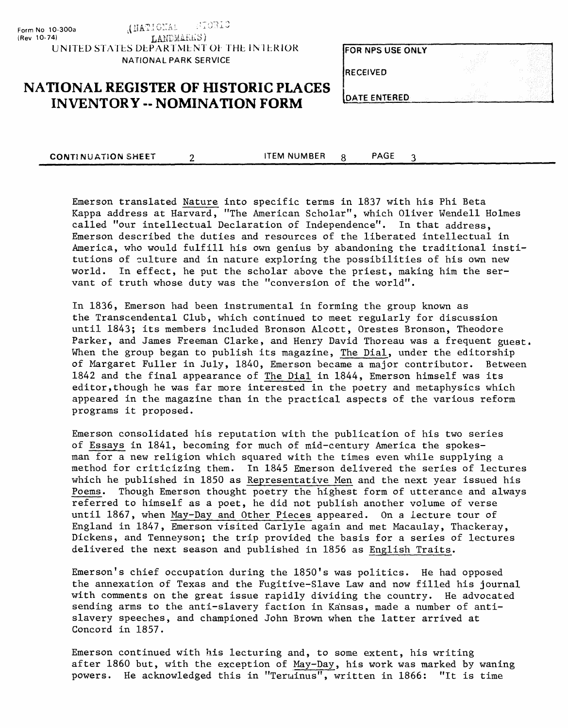CONTINUATION SHEET 2 ITEM NUMBER 8 PAGE 3

Emerson translated Nature into specific terms in 1837 with his Phi Beta Kappa address at Harvard, "The American Scholar", which Oliver Wendell Holmes called "our intellectual Declaration of Independence". In that address, Emerson described the duties and resources of the liberated intellectual in America, who would fulfill his own genius by abandoning the traditional institutions of culture and in nature exploring the possibilities of his own new world. In effect, he put the scholar above the priest, making him the servant of truth whose duty was the "conversion of the world".

In 1836, Emerson had been instrumental in forming the group known as the Transcendental Club, which continued to meet regularly for discussion until 1843; its members included Bronson Alcott, Orestes Bronson, Theodore Parker, and James Freeman Clarke, and Henry David Thoreau was a frequent guest. When the group began to publish its magazine, The Dial, under the editorship of Margaret Fuller in July, 1840, Emerson became a major contributor. Between 1842 and the final appearance of The Dial in 1844, Emerson himself was its editor, though he was far more interested in the poetry and metaphysics which appeared in the magazine than in the practical aspects of the various reform programs it proposed.

Emerson consolidated his reputation with the publication of his two series of Essays in 1841, becoming for much of mid-century America the spokesman for a new religion which squared with the times even while supplying a method for criticizing them. In 1845 Emerson delivered the series of lectures which he published in 1850 as Representative Men and the next year issued his Poems. Though Emerson thought poetry the highest form of utterance and always referred to himself as a poet, he did not publish another volume of verse until 1867, when May-Day and Other Pieces appeared. On a lecture tour of England in 1847, Emerson visited Carlyle again and met Macaulay, Thackeray, Dickens, and Tenneyson; the trip provided the basis for a series of lectures delivered the next season and published in 1856 as English Traits.

Emerson's chief occupation during the 1850's was politics. He had opposed the annexation of Texas and the Fugitive-Slave Law and now filled his journal with comments on the great issue rapidly dividing the country. He advocated sending arms to the anti-slavery faction in Kansas, made a number of anti-slavery speeches, and championed John Brown when the latter arrived at Concord in 1857.

Emerson continued with his lecturing and, to some extent, his writing after 1860 but, with the exception of May-Day, his work was marked by waning powers. He acknowledged this in "Terminus", written in 1866: "It is time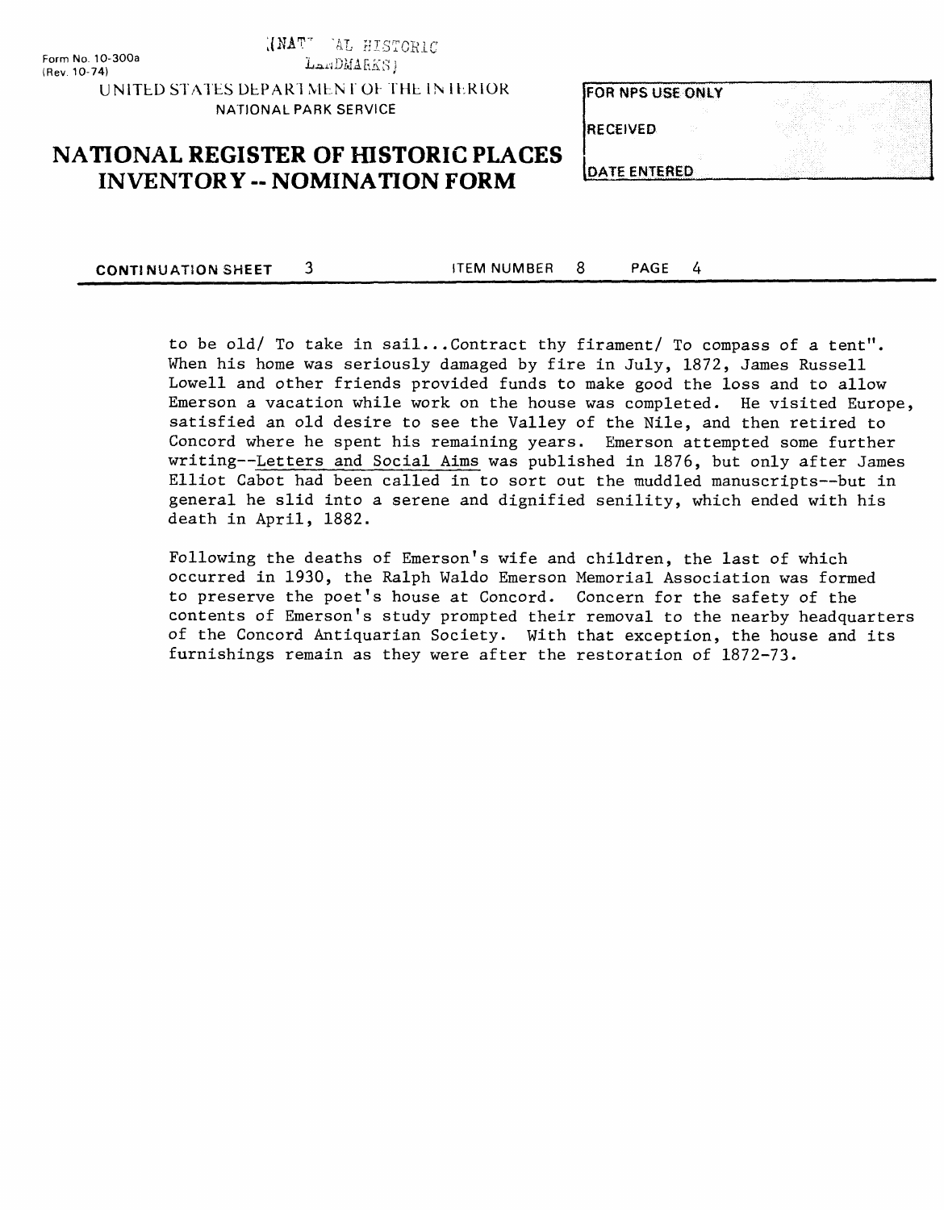to be old/ To take in sail...Contract thy firament/ To compass of a tent". When his home was seriously damaged by fire in July, 1872, James Russell Lowell and other friends provided funds to make good the loss and to allow Emerson a vacation while work on the house was completed. He visited Europe, satisfied an old desire to see the Valley of the Nile, and then retired to Concord where he spent his remaining years. Emerson attempted some further writing--Letters and Social Aims was published in 1876, but only after James Elliot Cabot had been called in to sort out the muddled manuscripts--but in general he slid into a serene and dignified senility, which ended with his death in April, 1882.

Following the deaths of Emerson's wife and children, the last of which occurred in 1930, the Ralph Waldo Emerson Memorial Association was formed to preserve the poet's house at Concord. Concern for the safety of the contents of Emerson's study prompted their removal to the nearby headquarters of the Concord Antiquarian Society. With that exception, the house and its furnishings remain as they were after the restoration of 1872-73.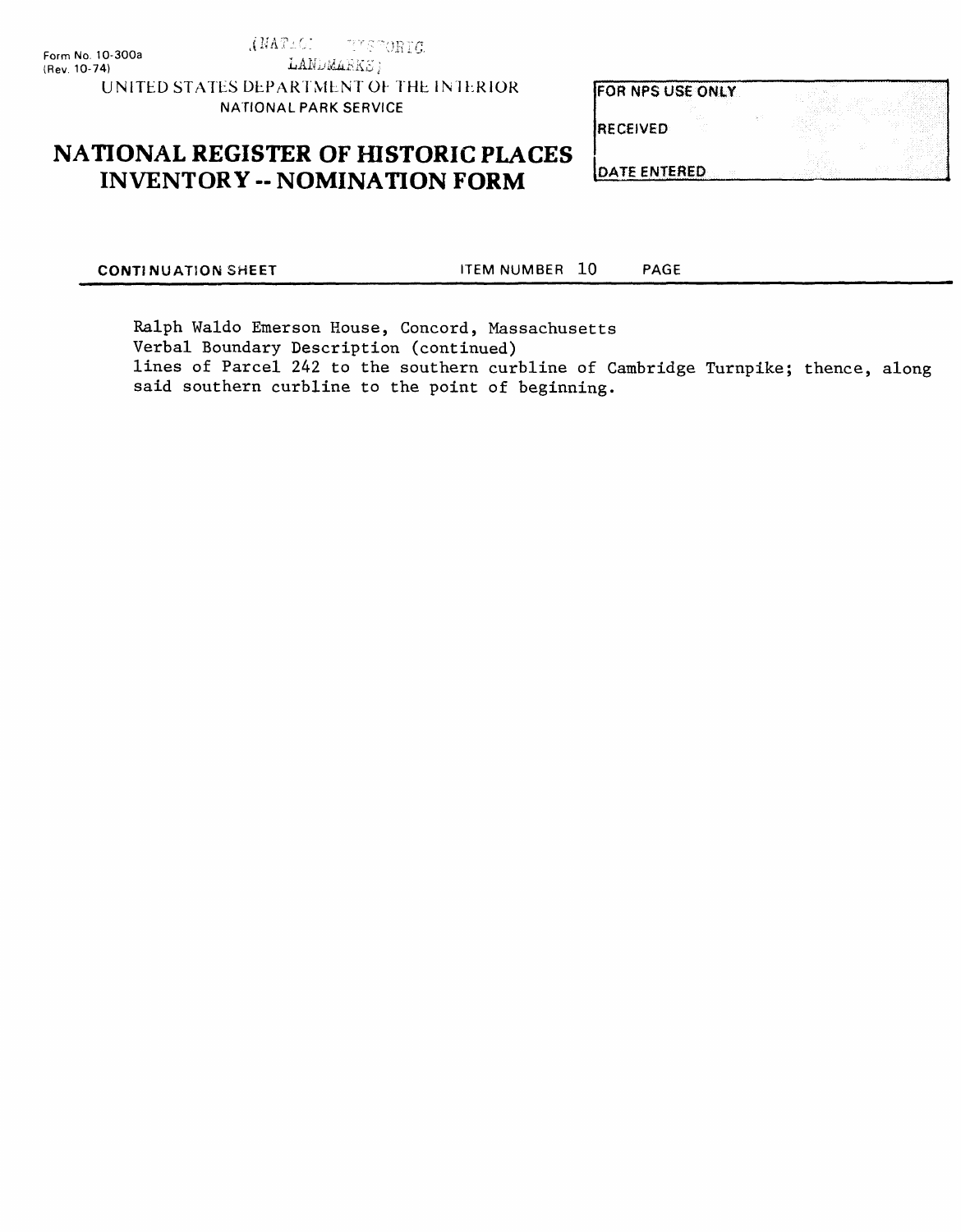Form No. 10-300a
(Rev. 10-74)

(NATIONAL HISTORIC LANDMARKS)

UNITED STATES DEPARTMENT OF THE INTERIOR
NATIONAL PARK SERVICE

# NATIONAL REGISTER OF HISTORIC PLACES INVENTORY -- NOMINATION FORM

| FOR NPS USE ONLY |
| --- |
| RECEIVED |
| DATE ENTERED |

**CONTINUATION SHEET** ITEM NUMBER 10 PAGE

Ralph Waldo Emerson House, Concord, Massachusetts
Verbal Boundary Description (continued)
lines of Parcel 242 to the southern curbline of Cambridge Turnpike; thence, along said southern curbline to the point of beginning.